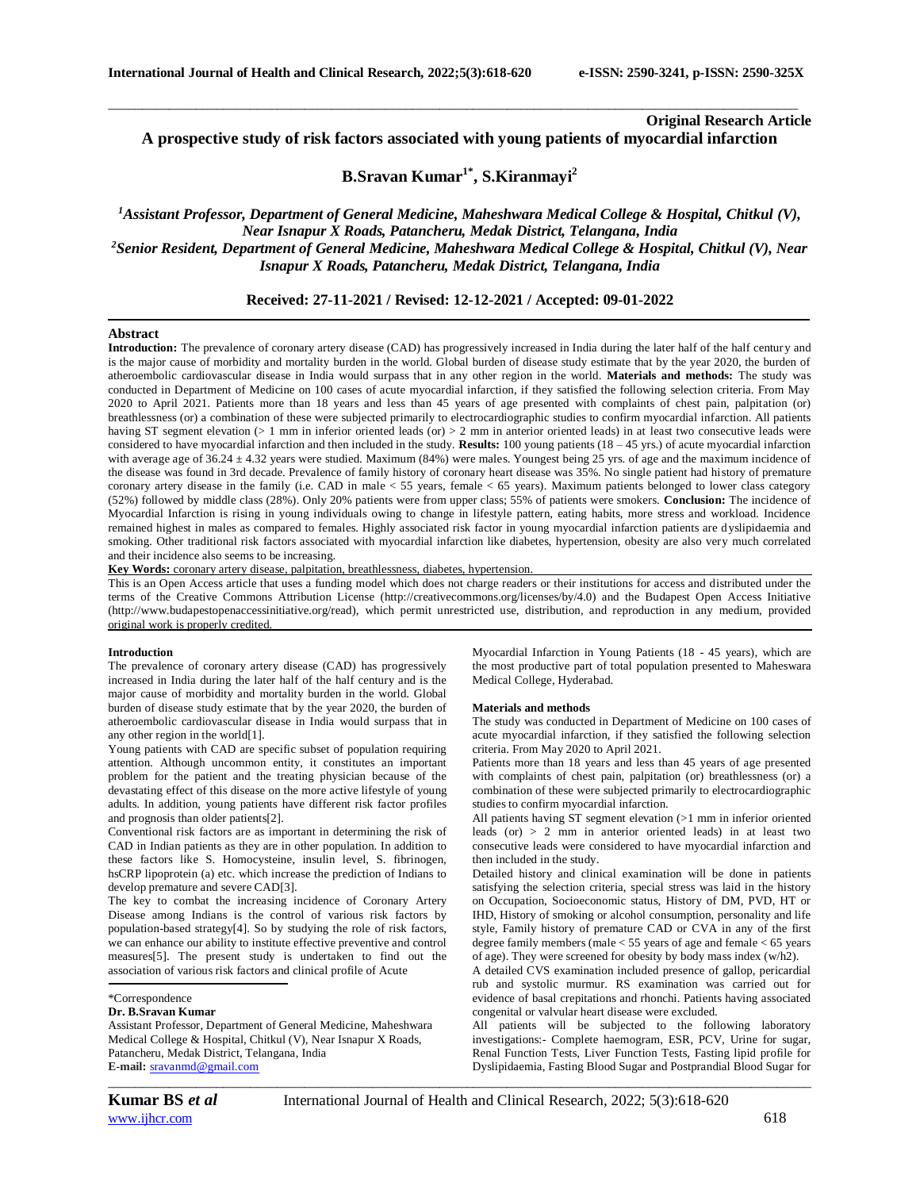**Original Research Article**

# A prospective study of risk factors associated with young patients of myocardial infarction

**B.Sravan Kumar[1*], S.Kiranmayi[2]**

*[1]Assistant Professor, Department of General Medicine, Maheshwara Medical College & Hospital, Chitkul (V), Near Isnapur X Roads, Patancheru, Medak District, Telangana, India*
*[2]Senior Resident, Department of General Medicine, Maheshwara Medical College & Hospital, Chitkul (V), Near Isnapur X Roads, Patancheru, Medak District, Telangana, India*

**Received: 27-11-2021 / Revised: 12-12-2021 / Accepted: 09-01-2022**

## Abstract

**Introduction:** The prevalence of coronary artery disease (CAD) has progressively increased in India during the later half of the half century and is the major cause of morbidity and mortality burden in the world. Global burden of disease study estimate that by the year 2020, the burden of atheroembolic cardiovascular disease in India would surpass that in any other region in the world. **Materials and methods:** The study was conducted in Department of Medicine on 100 cases of acute myocardial infarction, if they satisfied the following selection criteria. From May 2020 to April 2021. Patients more than 18 years and less than 45 years of age presented with complaints of chest pain, palpitation (or) breathlessness (or) a combination of these were subjected primarily to electrocardiographic studies to confirm myocardial infarction. All patients having ST segment elevation (> 1 mm in inferior oriented leads (or) > 2 mm in anterior oriented leads) in at least two consecutive leads were considered to have myocardial infarction and then included in the study. **Results:** 100 young patients (18 – 45 yrs.) of acute myocardial infarction with average age of 36.24 ± 4.32 years were studied. Maximum (84%) were males. Youngest being 25 yrs. of age and the maximum incidence of the disease was found in 3rd decade. Prevalence of family history of coronary heart disease was 35%. No single patient had history of premature coronary artery disease in the family (i.e. CAD in male < 55 years, female < 65 years). Maximum patients belonged to lower class category (52%) followed by middle class (28%). Only 20% patients were from upper class; 55% of patients were smokers. **Conclusion:** The incidence of Myocardial Infarction is rising in young individuals owing to change in lifestyle pattern, eating habits, more stress and workload. Incidence remained highest in males as compared to females. Highly associated risk factor in young myocardial infarction patients are dyslipidaemia and smoking. Other traditional risk factors associated with myocardial infarction like diabetes, hypertension, obesity are also very much correlated and their incidence also seems to be increasing.

**Key Words:** coronary artery disease, palpitation, breathlessness, diabetes, hypertension.

This is an Open Access article that uses a funding model which does not charge readers or their institutions for access and distributed under the terms of the Creative Commons Attribution License (http://creativecommons.org/licenses/by/4.0) and the Budapest Open Access Initiative (http://www.budapestopenaccessinitiative.org/read), which permit unrestricted use, distribution, and reproduction in any medium, provided original work is properly credited.

## Introduction

The prevalence of coronary artery disease (CAD) has progressively increased in India during the later half of the half century and is the major cause of morbidity and mortality burden in the world. Global burden of disease study estimate that by the year 2020, the burden of atheroembolic cardiovascular disease in India would surpass that in any other region in the world[1].

Young patients with CAD are specific subset of population requiring attention. Although uncommon entity, it constitutes an important problem for the patient and the treating physician because of the devastating effect of this disease on the more active lifestyle of young adults. In addition, young patients have different risk factor profiles and prognosis than older patients[2].

Conventional risk factors are as important in determining the risk of CAD in Indian patients as they are in other population. In addition to these factors like S. Homocysteine, insulin level, S. fibrinogen, hsCRP lipoprotein (a) etc. which increase the prediction of Indians to develop premature and severe CAD[3].

The key to combat the increasing incidence of Coronary Artery Disease among Indians is the control of various risk factors by population-based strategy[4]. So by studying the role of risk factors, we can enhance our ability to institute effective preventive and control measures[5]. The present study is undertaken to find out the association of various risk factors and clinical profile of Acute Myocardial Infarction in Young Patients (18 - 45 years), which are the most productive part of total population presented to Maheswara Medical College, Hyderabad.

*Correspondence
**Dr. B.Sravan Kumar**
Assistant Professor, Department of General Medicine, Maheshwara Medical College & Hospital, Chitkul (V), Near Isnapur X Roads, Patancheru, Medak District, Telangana, India
**E-mail:** sravanmd@gmail.com

## Materials and methods

The study was conducted in Department of Medicine on 100 cases of acute myocardial infarction, if they satisfied the following selection criteria. From May 2020 to April 2021.

Patients more than 18 years and less than 45 years of age presented with complaints of chest pain, palpitation (or) breathlessness (or) a combination of these were subjected primarily to electrocardiographic studies to confirm myocardial infarction.

All patients having ST segment elevation (>1 mm in inferior oriented leads (or) > 2 mm in anterior oriented leads) in at least two consecutive leads were considered to have myocardial infarction and then included in the study.

Detailed history and clinical examination will be done in patients satisfying the selection criteria, special stress was laid in the history on Occupation, Socioeconomic status, History of DM, PVD, HT or IHD, History of smoking or alcohol consumption, personality and life style, Family history of premature CAD or CVA in any of the first degree family members (male < 55 years of age and female < 65 years of age). They were screened for obesity by body mass index (w/h2).

A detailed CVS examination included presence of gallop, pericardial rub and systolic murmur. RS examination was carried out for evidence of basal crepitations and rhonchi. Patients having associated congenital or valvular heart disease were excluded.

All patients will be subjected to the following laboratory investigations:- Complete haemogram, ESR, PCV, Urine for sugar, Renal Function Tests, Liver Function Tests, Fasting lipid profile for Dyslipidaemia, Fasting Blood Sugar and Postprandial Blood Sugar for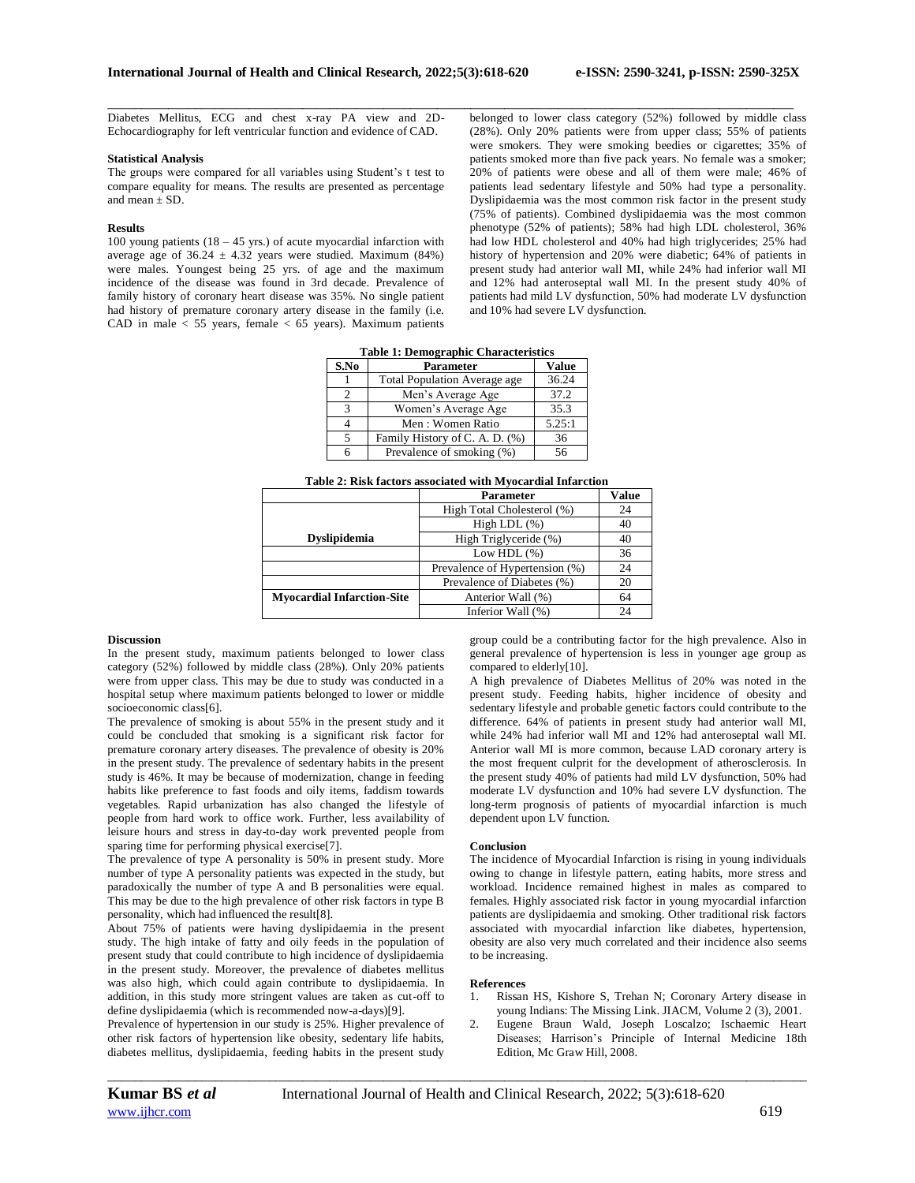Diabetes Mellitus, ECG and chest x-ray PA view and 2D-Echocardiography for left ventricular function and evidence of CAD.

### Statistical Analysis

The groups were compared for all variables using Student's t test to compare equality for means. The results are presented as percentage and mean ± SD.

### Results

100 young patients (18 – 45 yrs.) of acute myocardial infarction with average age of 36.24 ± 4.32 years were studied. Maximum (84%) were males. Youngest being 25 yrs. of age and the maximum incidence of the disease was found in 3rd decade. Prevalence of family history of coronary heart disease was 35%. No single patient had history of premature coronary artery disease in the family (i.e. CAD in male < 55 years, female < 65 years). Maximum patients belonged to lower class category (52%) followed by middle class (28%). Only 20% patients were from upper class; 55% of patients were smokers. They were smoking beedies or cigarettes; 35% of patients smoked more than five pack years. No female was a smoker; 20% of patients were obese and all of them were male; 46% of patients lead sedentary lifestyle and 50% had type a personality. Dyslipidaemia was the most common risk factor in the present study (75% of patients). Combined dyslipidaemia was the most common phenotype (52% of patients); 58% had high LDL cholesterol, 36% had low HDL cholesterol and 40% had high triglycerides; 25% had history of hypertension and 20% were diabetic; 64% of patients in present study had anterior wall MI, while 24% had inferior wall MI and 12% had anteroseptal wall MI. In the present study 40% of patients had mild LV dysfunction, 50% had moderate LV dysfunction and 10% had severe LV dysfunction.

**Table 1: Demographic Characteristics**

| S.No | Parameter | Value |
|---|---|---|
| 1 | Total Population Average age | 36.24 |
| 2 | Men's Average Age | 37.2 |
| 3 | Women's Average Age | 35.3 |
| 4 | Men : Women Ratio | 5.25:1 |
| 5 | Family History of C. A. D. (%) | 36 |
| 6 | Prevalence of smoking (%) | 56 |

**Table 2: Risk factors associated with Myocardial Infarction**

| | Parameter | Value |
|---|---|---|
| Dyslipidemia | High Total Cholesterol (%) | 24 |
| | High LDL (%) | 40 |
| | High Triglyceride (%) | 40 |
| | Low HDL (%) | 36 |
| | Prevalence of Hypertension (%) | 24 |
| | Prevalence of Diabetes (%) | 20 |
| Myocardial Infarction-Site | Anterior Wall (%) | 64 |
| | Inferior Wall (%) | 24 |

### Discussion

In the present study, maximum patients belonged to lower class category (52%) followed by middle class (28%). Only 20% patients were from upper class. This may be due to study was conducted in a hospital setup where maximum patients belonged to lower or middle socioeconomic class[6].

The prevalence of smoking is about 55% in the present study and it could be concluded that smoking is a significant risk factor for premature coronary artery diseases. The prevalence of obesity is 20% in the present study. The prevalence of sedentary habits in the present study is 46%. It may be because of modernization, change in feeding habits like preference to fast foods and oily items, faddism towards vegetables. Rapid urbanization has also changed the lifestyle of people from hard work to office work. Further, less availability of leisure hours and stress in day-to-day work prevented people from sparing time for performing physical exercise[7].

The prevalence of type A personality is 50% in present study. More number of type A personality patients was expected in the study, but paradoxically the number of type A and B personalities were equal. This may be due to the high prevalence of other risk factors in type B personality, which had influenced the result[8].

About 75% of patients were having dyslipidaemia in the present study. The high intake of fatty and oily feeds in the population of present study that could contribute to high incidence of dyslipidaemia in the present study. Moreover, the prevalence of diabetes mellitus was also high, which could again contribute to dyslipidaemia. In addition, in this study more stringent values are taken as cut-off to define dyslipidaemia (which is recommended now-a-days)[9].

Prevalence of hypertension in our study is 25%. Higher prevalence of other risk factors of hypertension like obesity, sedentary life habits, diabetes mellitus, dyslipidaemia, feeding habits in the present study group could be a contributing factor for the high prevalence. Also in general prevalence of hypertension is less in younger age group as compared to elderly[10].

A high prevalence of Diabetes Mellitus of 20% was noted in the present study. Feeding habits, higher incidence of obesity and sedentary lifestyle and probable genetic factors could contribute to the difference. 64% of patients in present study had anterior wall MI, while 24% had inferior wall MI and 12% had anteroseptal wall MI. Anterior wall MI is more common, because LAD coronary artery is the most frequent culprit for the development of atherosclerosis. In the present study 40% of patients had mild LV dysfunction, 50% had moderate LV dysfunction and 10% had severe LV dysfunction. The long-term prognosis of patients of myocardial infarction is much dependent upon LV function.

### Conclusion

The incidence of Myocardial Infarction is rising in young individuals owing to change in lifestyle pattern, eating habits, more stress and workload. Incidence remained highest in males as compared to females. Highly associated risk factor in young myocardial infarction patients are dyslipidaemia and smoking. Other traditional risk factors associated with myocardial infarction like diabetes, hypertension, obesity are also very much correlated and their incidence also seems to be increasing.

### References

1. Rissan HS, Kishore S, Trehan N; Coronary Artery disease in young Indians: The Missing Link. JIACM, Volume 2 (3), 2001.
2. Eugene Braun Wald, Joseph Loscalzo; Ischaemic Heart Diseases; Harrison's Principle of Internal Medicine 18th Edition, Mc Graw Hill, 2008.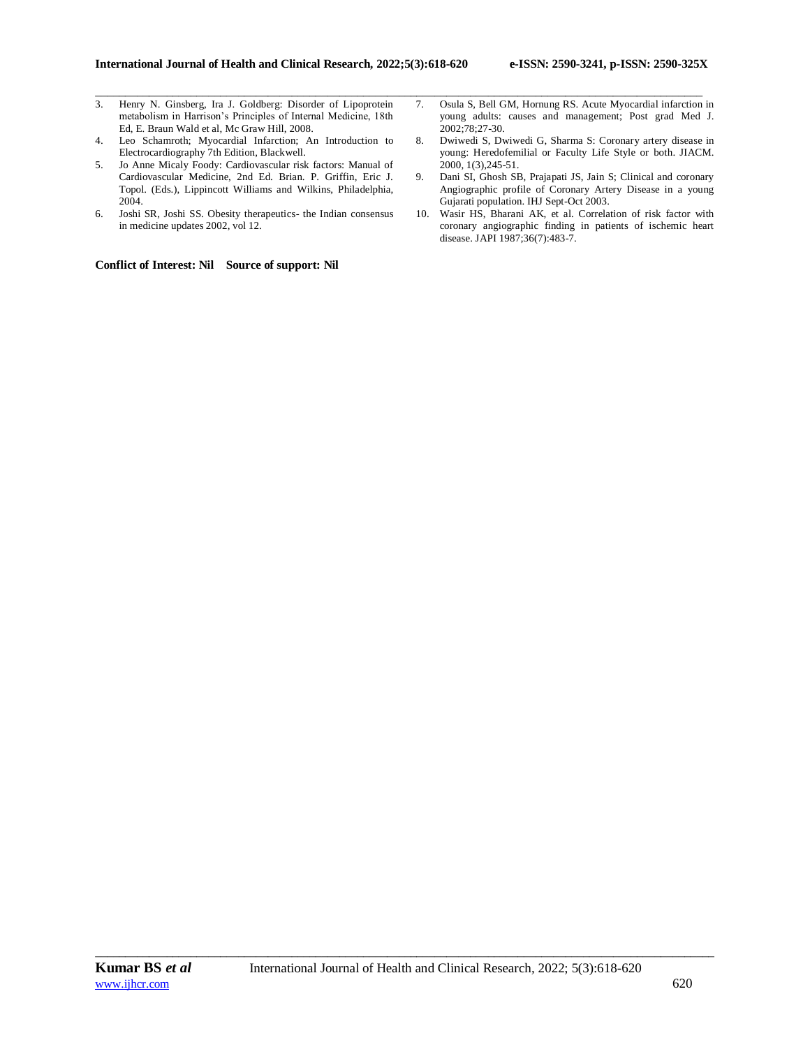3. Henry N. Ginsberg, Ira J. Goldberg: Disorder of Lipoprotein metabolism in Harrison's Principles of Internal Medicine, 18th Ed, E. Braun Wald et al, Mc Graw Hill, 2008.
4. Leo Schamroth; Myocardial Infarction; An Introduction to Electrocardiography 7th Edition, Blackwell.
5. Jo Anne Micaly Foody: Cardiovascular risk factors: Manual of Cardiovascular Medicine, 2nd Ed. Brian. P. Griffin, Eric J. Topol. (Eds.), Lippincott Williams and Wilkins, Philadelphia, 2004.
6. Joshi SR, Joshi SS. Obesity therapeutics- the Indian consensus in medicine updates 2002, vol 12.
7. Osula S, Bell GM, Hornung RS. Acute Myocardial infarction in young adults: causes and management; Post grad Med J. 2002;78;27-30.
8. Dwiwedi S, Dwiwedi G, Sharma S: Coronary artery disease in young: Heredofemilial or Faculty Life Style or both. JIACM. 2000, 1(3),245-51.
9. Dani SI, Ghosh SB, Prajapati JS, Jain S; Clinical and coronary Angiographic profile of Coronary Artery Disease in a young Gujarati population. IHJ Sept-Oct 2003.
10. Wasir HS, Bharani AK, et al. Correlation of risk factor with coronary angiographic finding in patients of ischemic heart disease. JAPI 1987;36(7):483-7.

**Conflict of Interest: Nil Source of support: Nil**